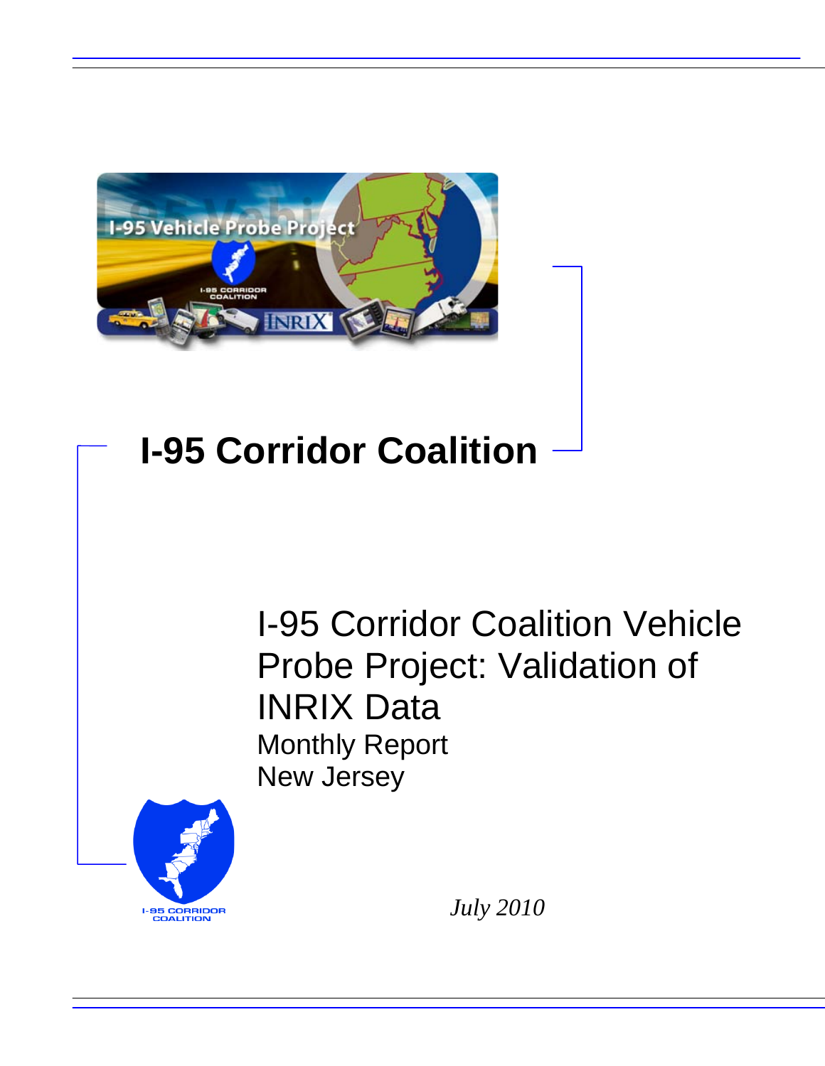# I-95 Corridor Coalition

## I-95 Corridor Coalition Vehicle Probe Project: Validation of INRIX Data

Monthly Report

New Jersey

*July 2010*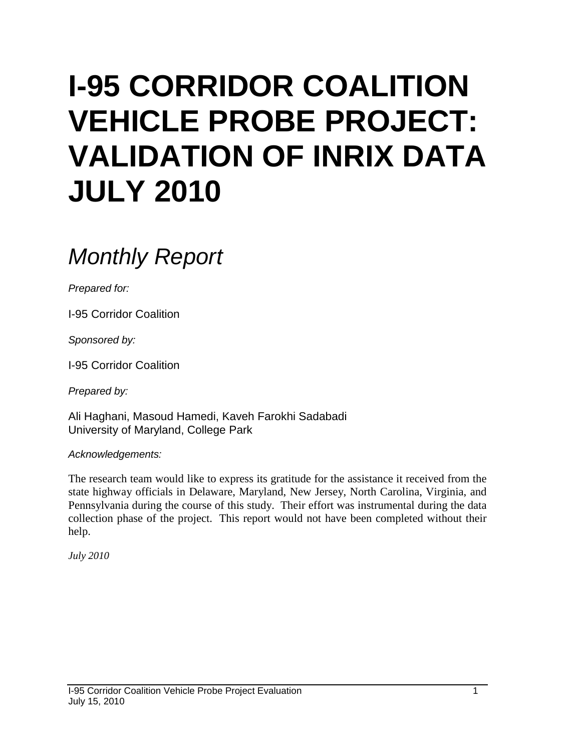# I-95 CORRIDOR COALITION VEHICLE PROBE PROJECT: VALIDATION OF INRIX DATA JULY 2010

## *Monthly Report*

*Prepared for:*

I-95 Corridor Coalition

*Sponsored by:*

I-95 Corridor Coalition

*Prepared by:*

Ali Haghani, Masoud Hamedi, Kaveh Farokhi Sadabadi
University of Maryland, College Park

*Acknowledgements:*

The research team would like to express its gratitude for the assistance it received from the state highway officials in Delaware, Maryland, New Jersey, North Carolina, Virginia, and Pennsylvania during the course of this study. Their effort was instrumental during the data collection phase of the project. This report would not have been completed without their help.

*July 2010*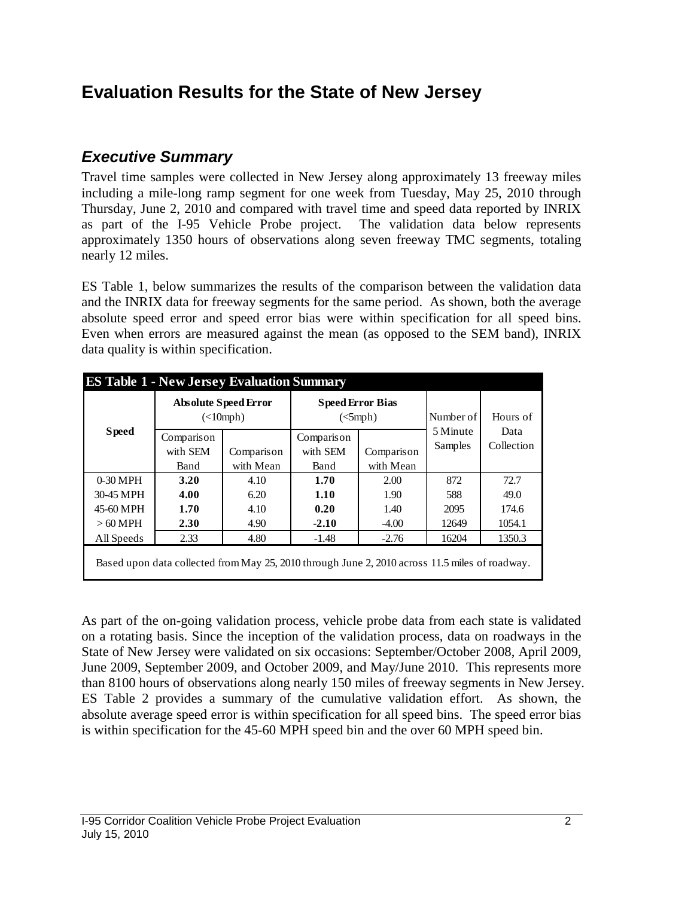# Evaluation Results for the State of New Jersey

## *Executive Summary*

Travel time samples were collected in New Jersey along approximately 13 freeway miles including a mile-long ramp segment for one week from Tuesday, May 25, 2010 through Thursday, June 2, 2010 and compared with travel time and speed data reported by INRIX as part of the I-95 Vehicle Probe project. The validation data below represents approximately 1350 hours of observations along seven freeway TMC segments, totaling nearly 12 miles.

ES Table 1, below summarizes the results of the comparison between the validation data and the INRIX data for freeway segments for the same period. As shown, both the average absolute speed error and speed error bias were within specification for all speed bins. Even when errors are measured against the mean (as opposed to the SEM band), INRIX data quality is within specification.

**ES Table 1 - New Jersey Evaluation Summary**

| Speed | Absolute Speed Error (<10mph) | | Speed Error Bias (<5mph) | | Number of 5 Minute Samples | Hours of Data Collection |
|---|---|---|---|---|---|---|
| | Comparison with SEM Band | Comparison with Mean | Comparison with SEM Band | Comparison with Mean | | |
| 0-30 MPH | **3.20** | 4.10 | **1.70** | 2.00 | 872 | 72.7 |
| 30-45 MPH | **4.00** | 6.20 | **1.10** | 1.90 | 588 | 49.0 |
| 45-60 MPH | **1.70** | 4.10 | **0.20** | 1.40 | 2095 | 174.6 |
| > 60 MPH | **2.30** | 4.90 | **-2.10** | -4.00 | 12649 | 1054.1 |
| All Speeds | 2.33 | 4.80 | -1.48 | -2.76 | 16204 | 1350.3 |

Based upon data collected from May 25, 2010 through June 2, 2010 across 11.5 miles of roadway.

As part of the on-going validation process, vehicle probe data from each state is validated on a rotating basis. Since the inception of the validation process, data on roadways in the State of New Jersey were validated on six occasions: September/October 2008, April 2009, June 2009, September 2009, and October 2009, and May/June 2010. This represents more than 8100 hours of observations along nearly 150 miles of freeway segments in New Jersey. ES Table 2 provides a summary of the cumulative validation effort. As shown, the absolute average speed error is within specification for all speed bins. The speed error bias is within specification for the 45-60 MPH speed bin and the over 60 MPH speed bin.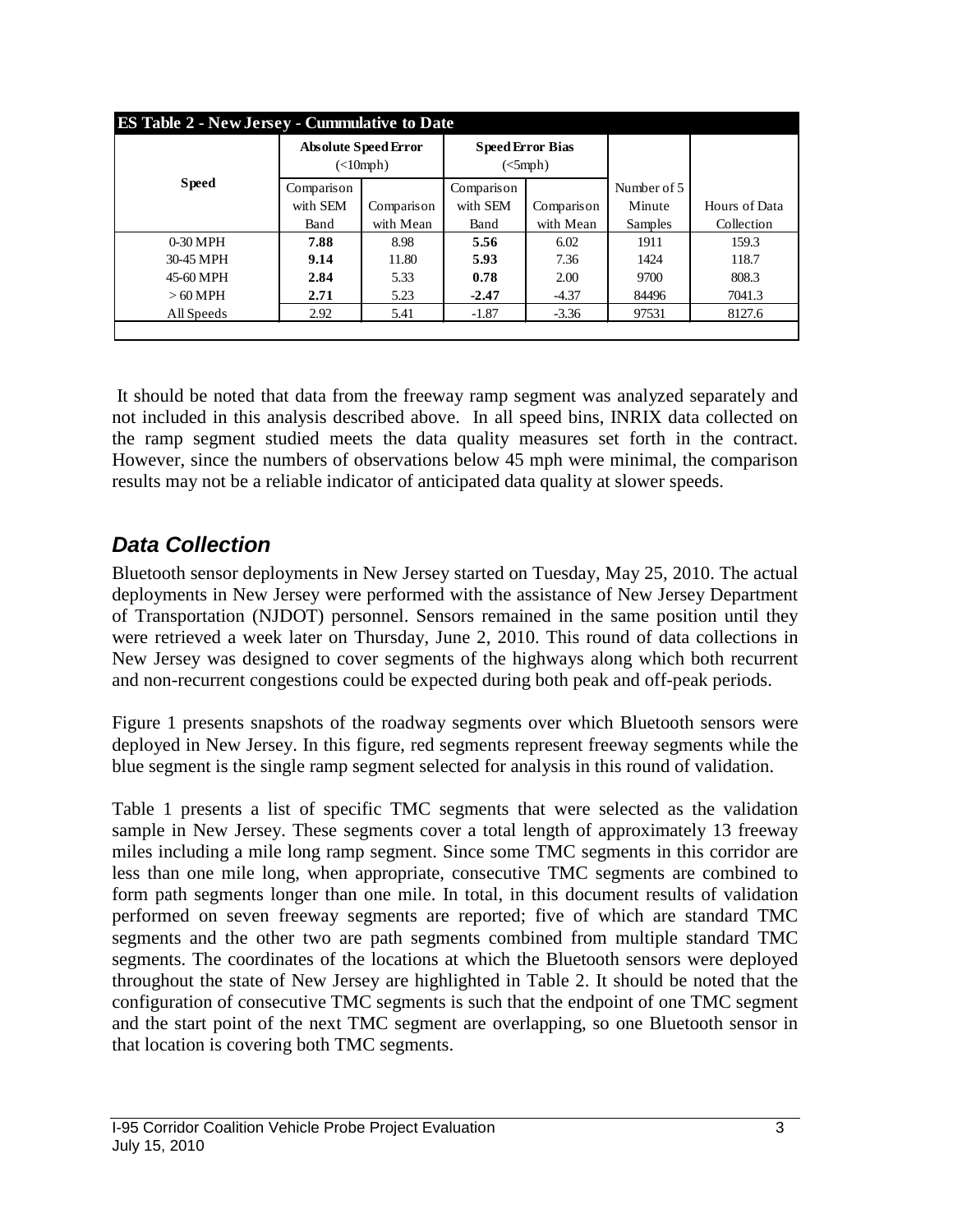| ES Table 2 - New Jersey - Cummulative to Date | | | | | | |
|---|---|---|---|---|---|---|
| Speed | Absolute Speed Error (<10mph) | | Speed Error Bias (<5mph) | | | |
| | Comparison with SEM Band | Comparison with Mean | Comparison with SEM Band | Comparison with Mean | Number of 5 Minute Samples | Hours of Data Collection |
| 0-30 MPH | **7.88** | 8.98 | **5.56** | 6.02 | 1911 | 159.3 |
| 30-45 MPH | **9.14** | 11.80 | **5.93** | 7.36 | 1424 | 118.7 |
| 45-60 MPH | **2.84** | 5.33 | **0.78** | 2.00 | 9700 | 808.3 |
| > 60 MPH | **2.71** | 5.23 | **-2.47** | -4.37 | 84496 | 7041.3 |
| All Speeds | 2.92 | 5.41 | -1.87 | -3.36 | 97531 | 8127.6 |

It should be noted that data from the freeway ramp segment was analyzed separately and not included in this analysis described above. In all speed bins, INRIX data collected on the ramp segment studied meets the data quality measures set forth in the contract. However, since the numbers of observations below 45 mph were minimal, the comparison results may not be a reliable indicator of anticipated data quality at slower speeds.

## *Data Collection*

Bluetooth sensor deployments in New Jersey started on Tuesday, May 25, 2010. The actual deployments in New Jersey were performed with the assistance of New Jersey Department of Transportation (NJDOT) personnel. Sensors remained in the same position until they were retrieved a week later on Thursday, June 2, 2010. This round of data collections in New Jersey was designed to cover segments of the highways along which both recurrent and non-recurrent congestions could be expected during both peak and off-peak periods.

Figure 1 presents snapshots of the roadway segments over which Bluetooth sensors were deployed in New Jersey. In this figure, red segments represent freeway segments while the blue segment is the single ramp segment selected for analysis in this round of validation.

Table 1 presents a list of specific TMC segments that were selected as the validation sample in New Jersey. These segments cover a total length of approximately 13 freeway miles including a mile long ramp segment. Since some TMC segments in this corridor are less than one mile long, when appropriate, consecutive TMC segments are combined to form path segments longer than one mile. In total, in this document results of validation performed on seven freeway segments are reported; five of which are standard TMC segments and the other two are path segments combined from multiple standard TMC segments. The coordinates of the locations at which the Bluetooth sensors were deployed throughout the state of New Jersey are highlighted in Table 2. It should be noted that the configuration of consecutive TMC segments is such that the endpoint of one TMC segment and the start point of the next TMC segment are overlapping, so one Bluetooth sensor in that location is covering both TMC segments.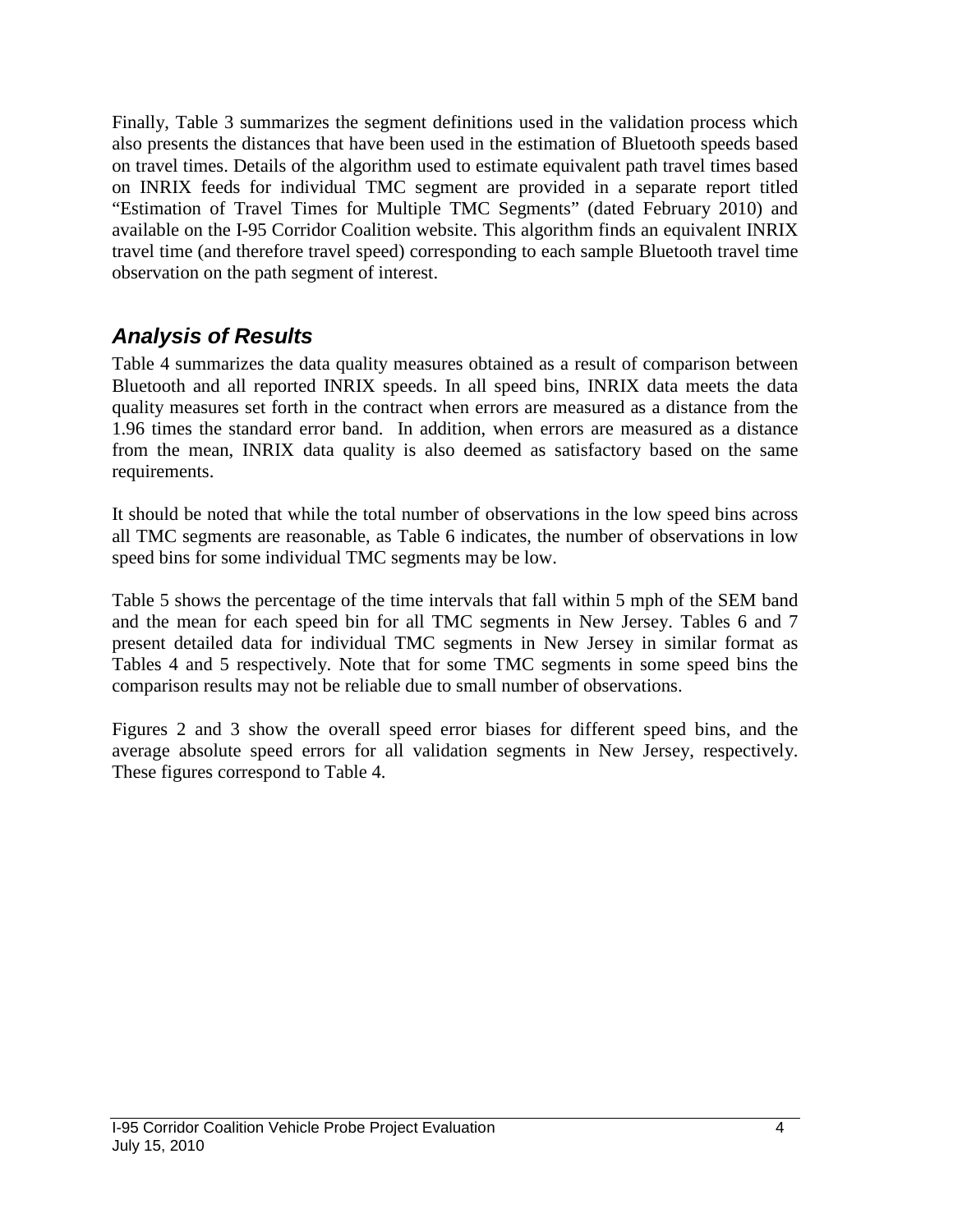Finally, Table 3 summarizes the segment definitions used in the validation process which also presents the distances that have been used in the estimation of Bluetooth speeds based on travel times. Details of the algorithm used to estimate equivalent path travel times based on INRIX feeds for individual TMC segment are provided in a separate report titled "Estimation of Travel Times for Multiple TMC Segments" (dated February 2010) and available on the I-95 Corridor Coalition website. This algorithm finds an equivalent INRIX travel time (and therefore travel speed) corresponding to each sample Bluetooth travel time observation on the path segment of interest.

## *Analysis of Results*

Table 4 summarizes the data quality measures obtained as a result of comparison between Bluetooth and all reported INRIX speeds. In all speed bins, INRIX data meets the data quality measures set forth in the contract when errors are measured as a distance from the 1.96 times the standard error band. In addition, when errors are measured as a distance from the mean, INRIX data quality is also deemed as satisfactory based on the same requirements.

It should be noted that while the total number of observations in the low speed bins across all TMC segments are reasonable, as Table 6 indicates, the number of observations in low speed bins for some individual TMC segments may be low.

Table 5 shows the percentage of the time intervals that fall within 5 mph of the SEM band and the mean for each speed bin for all TMC segments in New Jersey. Tables 6 and 7 present detailed data for individual TMC segments in New Jersey in similar format as Tables 4 and 5 respectively. Note that for some TMC segments in some speed bins the comparison results may not be reliable due to small number of observations.

Figures 2 and 3 show the overall speed error biases for different speed bins, and the average absolute speed errors for all validation segments in New Jersey, respectively. These figures correspond to Table 4.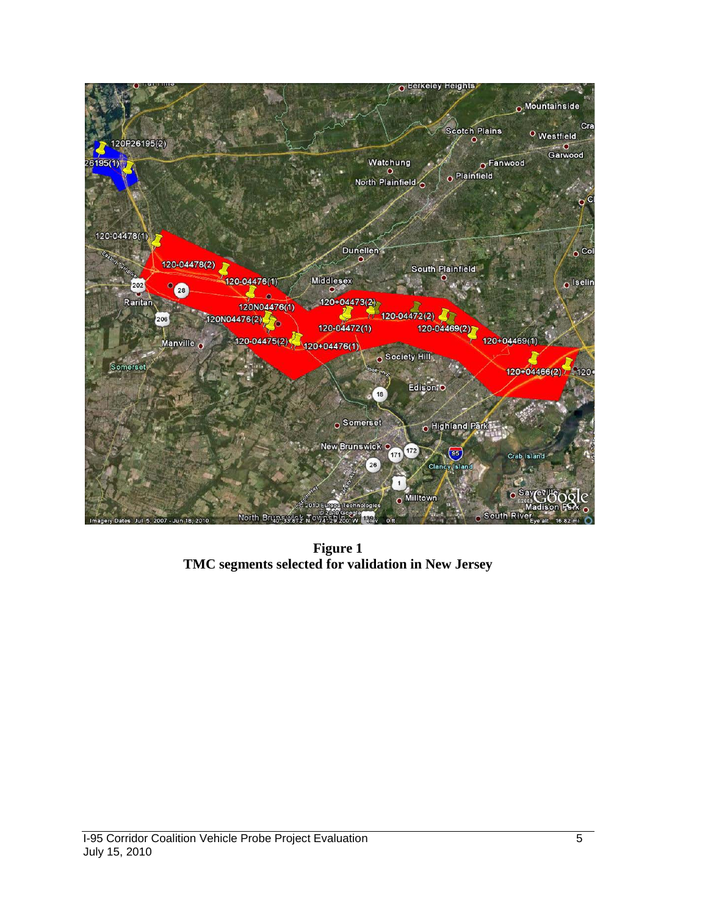**Figure 1**
**TMC segments selected for validation in New Jersey**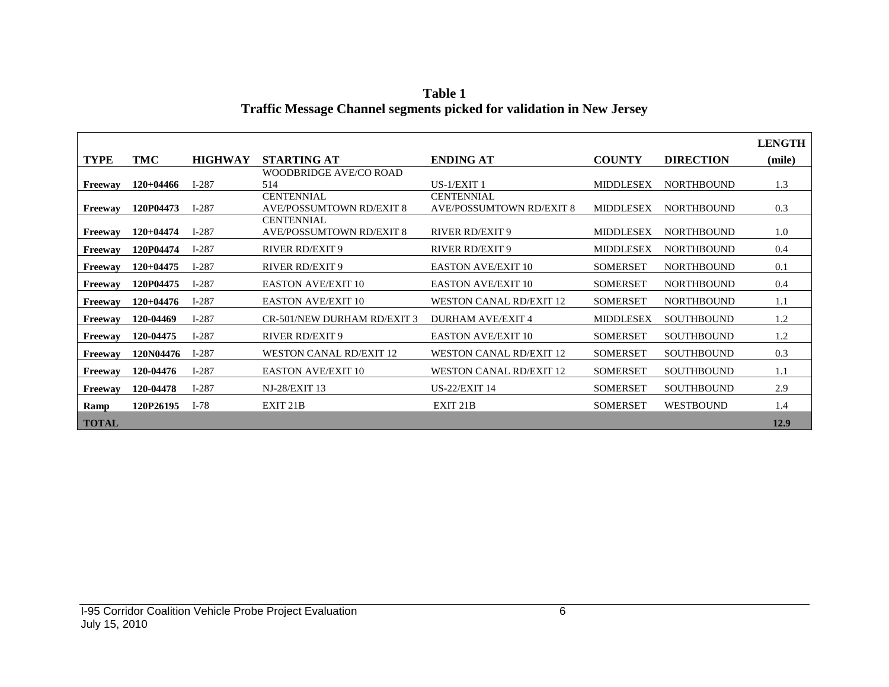**Table 1**
**Traffic Message Channel segments picked for validation in New Jersey**

| TYPE | TMC | HIGHWAY | STARTING AT | ENDING AT | COUNTY | DIRECTION | LENGTH (mile) |
|---|---|---|---|---|---|---|---|
| **Freeway** | **120+04466** | I-287 | WOODBRIDGE AVE/CO ROAD 514 | US-1/EXIT 1 | MIDDLESEX | NORTHBOUND | 1.3 |
| **Freeway** | **120P04473** | I-287 | CENTENNIAL AVE/POSSUMTOWN RD/EXIT 8 | CENTENNIAL AVE/POSSUMTOWN RD/EXIT 8 | MIDDLESEX | NORTHBOUND | 0.3 |
| **Freeway** | **120+04474** | I-287 | CENTENNIAL AVE/POSSUMTOWN RD/EXIT 8 | RIVER RD/EXIT 9 | MIDDLESEX | NORTHBOUND | 1.0 |
| **Freeway** | **120P04474** | I-287 | RIVER RD/EXIT 9 | RIVER RD/EXIT 9 | MIDDLESEX | NORTHBOUND | 0.4 |
| **Freeway** | **120+04475** | I-287 | RIVER RD/EXIT 9 | EASTON AVE/EXIT 10 | SOMERSET | NORTHBOUND | 0.1 |
| **Freeway** | **120P04475** | I-287 | EASTON AVE/EXIT 10 | EASTON AVE/EXIT 10 | SOMERSET | NORTHBOUND | 0.4 |
| **Freeway** | **120+04476** | I-287 | EASTON AVE/EXIT 10 | WESTON CANAL RD/EXIT 12 | SOMERSET | NORTHBOUND | 1.1 |
| **Freeway** | **120-04469** | I-287 | CR-501/NEW DURHAM RD/EXIT 3 | DURHAM AVE/EXIT 4 | MIDDLESEX | SOUTHBOUND | 1.2 |
| **Freeway** | **120-04475** | I-287 | RIVER RD/EXIT 9 | EASTON AVE/EXIT 10 | SOMERSET | SOUTHBOUND | 1.2 |
| **Freeway** | **120N04476** | I-287 | WESTON CANAL RD/EXIT 12 | WESTON CANAL RD/EXIT 12 | SOMERSET | SOUTHBOUND | 0.3 |
| **Freeway** | **120-04476** | I-287 | EASTON AVE/EXIT 10 | WESTON CANAL RD/EXIT 12 | SOMERSET | SOUTHBOUND | 1.1 |
| **Freeway** | **120-04478** | I-287 | NJ-28/EXIT 13 | US-22/EXIT 14 | SOMERSET | SOUTHBOUND | 2.9 |
| **Ramp** | **120P26195** | I-78 | EXIT 21B | EXIT 21B | SOMERSET | WESTBOUND | 1.4 |
| **TOTAL** | | | | | | | **12.9** |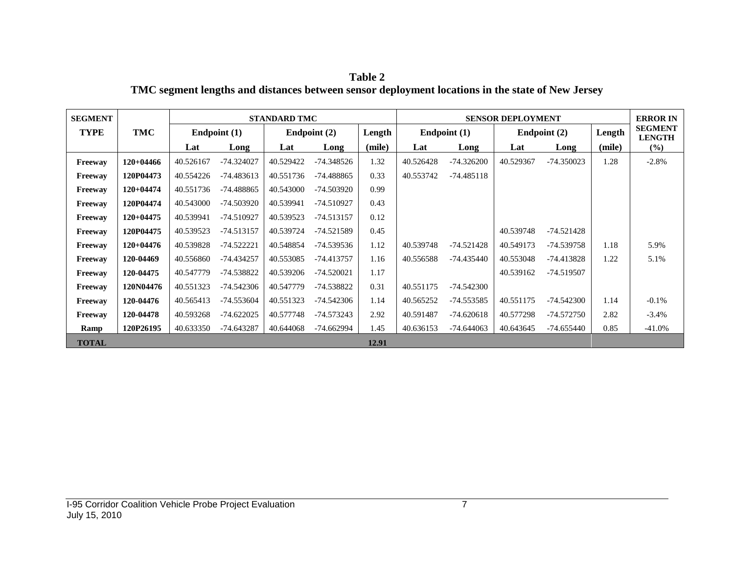**Table 2**
**TMC segment lengths and distances between sensor deployment locations in the state of New Jersey**

| SEGMENT TYPE | TMC | STANDARD TMC | | | | | SENSOR DEPLOYMENT | | | | | ERROR IN SEGMENT LENGTH |
|---|---|---|---|---|---|---|---|---|---|---|---|---|
| | | Endpoint (1) | | Endpoint (2) | | Length | Endpoint (1) | | Endpoint (2) | | Length | |
| | | Lat | Long | Lat | Long | (mile) | Lat | Long | Lat | Long | (mile) | (%) |
| **Freeway** | **120+04466** | 40.526167 | -74.324027 | 40.529422 | -74.348526 | 1.32 | 40.526428 | -74.326200 | 40.529367 | -74.350023 | 1.28 | -2.8% |
| **Freeway** | **120P04473** | 40.554226 | -74.483613 | 40.551736 | -74.488865 | 0.33 | 40.553742 | -74.485118 | | | | |
| **Freeway** | **120+04474** | 40.551736 | -74.488865 | 40.543000 | -74.503920 | 0.99 | | | | | | |
| **Freeway** | **120P04474** | 40.543000 | -74.503920 | 40.539941 | -74.510927 | 0.43 | | | | | | |
| **Freeway** | **120+04475** | 40.539941 | -74.510927 | 40.539523 | -74.513157 | 0.12 | | | | | | |
| **Freeway** | **120P04475** | 40.539523 | -74.513157 | 40.539724 | -74.521589 | 0.45 | | | 40.539748 | -74.521428 | | |
| **Freeway** | **120+04476** | 40.539828 | -74.522221 | 40.548854 | -74.539536 | 1.12 | 40.539748 | -74.521428 | 40.549173 | -74.539758 | 1.18 | 5.9% |
| **Freeway** | **120-04469** | 40.556860 | -74.434257 | 40.553085 | -74.413757 | 1.16 | 40.556588 | -74.435440 | 40.553048 | -74.413828 | 1.22 | 5.1% |
| **Freeway** | **120-04475** | 40.547779 | -74.538822 | 40.539206 | -74.520021 | 1.17 | | | 40.539162 | -74.519507 | | |
| **Freeway** | **120N04476** | 40.551323 | -74.542306 | 40.547779 | -74.538822 | 0.31 | 40.551175 | -74.542300 | | | | |
| **Freeway** | **120-04476** | 40.565413 | -74.553604 | 40.551323 | -74.542306 | 1.14 | 40.565252 | -74.553585 | 40.551175 | -74.542300 | 1.14 | -0.1% |
| **Freeway** | **120-04478** | 40.593268 | -74.622025 | 40.577748 | -74.573243 | 2.92 | 40.591487 | -74.620618 | 40.577298 | -74.572750 | 2.82 | -3.4% |
| **Ramp** | **120P26195** | 40.633350 | -74.643287 | 40.644068 | -74.662994 | 1.45 | 40.636153 | -74.644063 | 40.643645 | -74.655440 | 0.85 | -41.0% |
| **TOTAL** | | | | | | **12.91** | | | | | | |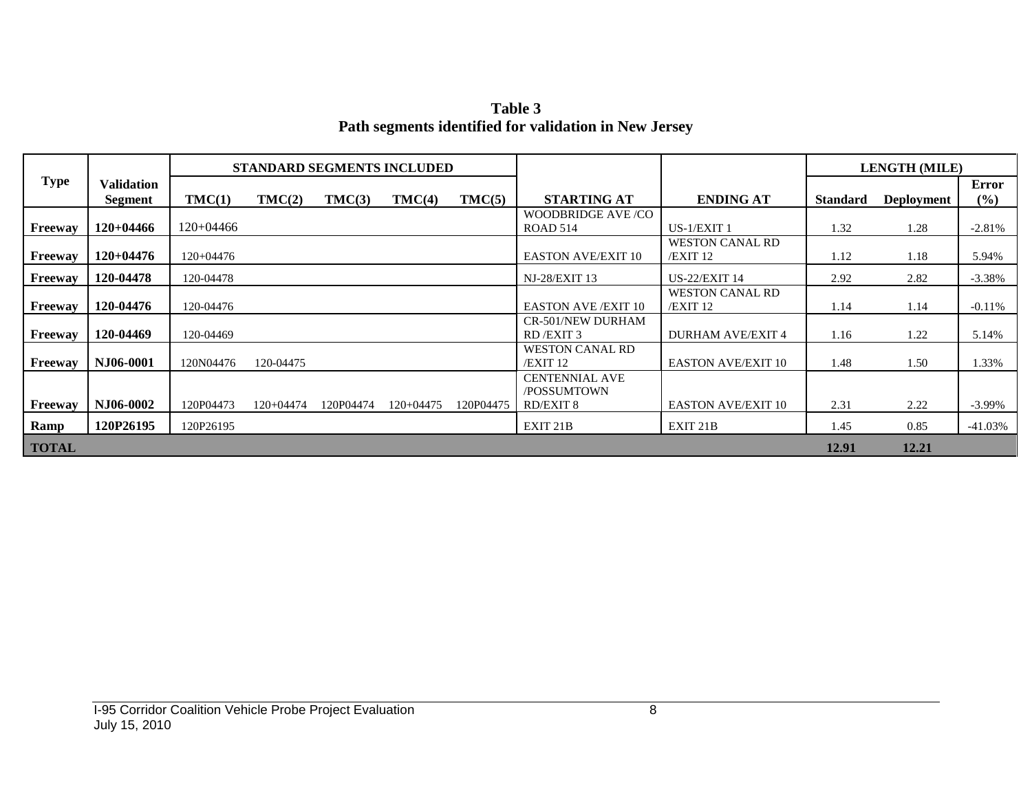**Table 3**
**Path segments identified for validation in New Jersey**

| Type | Validation Segment | STANDARD SEGMENTS INCLUDED | | | | | STARTING AT | ENDING AT | LENGTH (MILE) | | |
|---|---|---|---|---|---|---|---|---|---|---|---|
| | | TMC(1) | TMC(2) | TMC(3) | TMC(4) | TMC(5) | | | Standard | Deployment | Error (%) |
| Freeway | 120+04466 | 120+04466 | | | | | WOODBRIDGE AVE /CO ROAD 514 | US-1/EXIT 1 | 1.32 | 1.28 | -2.81% |
| Freeway | 120+04476 | 120+04476 | | | | | EASTON AVE/EXIT 10 | WESTON CANAL RD /EXIT 12 | 1.12 | 1.18 | 5.94% |
| Freeway | 120-04478 | 120-04478 | | | | | NJ-28/EXIT 13 | US-22/EXIT 14 | 2.92 | 2.82 | -3.38% |
| Freeway | 120-04476 | 120-04476 | | | | | EASTON AVE /EXIT 10 | WESTON CANAL RD /EXIT 12 | 1.14 | 1.14 | -0.11% |
| Freeway | 120-04469 | 120-04469 | | | | | CR-501/NEW DURHAM RD /EXIT 3 | DURHAM AVE/EXIT 4 | 1.16 | 1.22 | 5.14% |
| Freeway | NJ06-0001 | 120N04476 | 120-04475 | | | | WESTON CANAL RD /EXIT 12 | EASTON AVE/EXIT 10 | 1.48 | 1.50 | 1.33% |
| Freeway | NJ06-0002 | 120P04473 | 120+04474 | 120P04474 | 120+04475 | 120P04475 | CENTENNIAL AVE /POSSUMTOWN RD/EXIT 8 | EASTON AVE/EXIT 10 | 2.31 | 2.22 | -3.99% |
| Ramp | 120P26195 | 120P26195 | | | | | EXIT 21B | EXIT 21B | 1.45 | 0.85 | -41.03% |
| **TOTAL** | | | | | | | | | **12.91** | **12.21** | |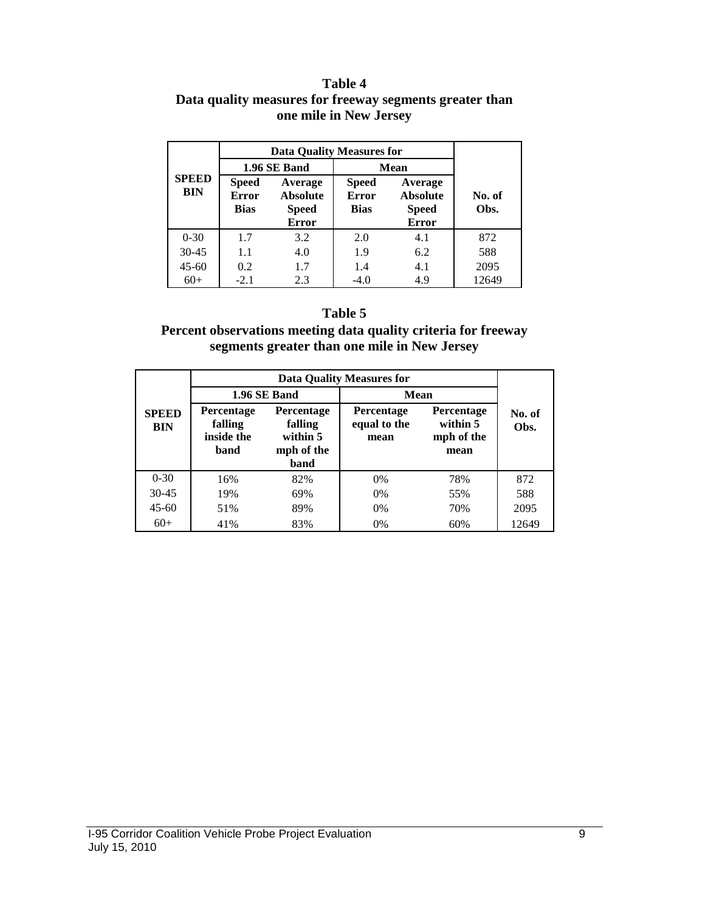**Table 4**
**Data quality measures for freeway segments greater than one mile in New Jersey**

| SPEED BIN | Data Quality Measures for | | | | No. of Obs. |
|---|---|---|---|---|---|
| | 1.96 SE Band | | Mean | | |
| | Speed Error Bias | Average Absolute Speed Error | Speed Error Bias | Average Absolute Speed Error | |
| 0-30 | 1.7 | 3.2 | 2.0 | 4.1 | 872 |
| 30-45 | 1.1 | 4.0 | 1.9 | 6.2 | 588 |
| 45-60 | 0.2 | 1.7 | 1.4 | 4.1 | 2095 |
| 60+ | -2.1 | 2.3 | -4.0 | 4.9 | 12649 |

**Table 5**
**Percent observations meeting data quality criteria for freeway segments greater than one mile in New Jersey**

| SPEED BIN | Data Quality Measures for | | | | No. of Obs. |
|---|---|---|---|---|---|
| | 1.96 SE Band | | Mean | | |
| | Percentage falling inside the band | Percentage falling within 5 mph of the band | Percentage equal to the mean | Percentage within 5 mph of the mean | |
| 0-30 | 16% | 82% | 0% | 78% | 872 |
| 30-45 | 19% | 69% | 0% | 55% | 588 |
| 45-60 | 51% | 89% | 0% | 70% | 2095 |
| 60+ | 41% | 83% | 0% | 60% | 12649 |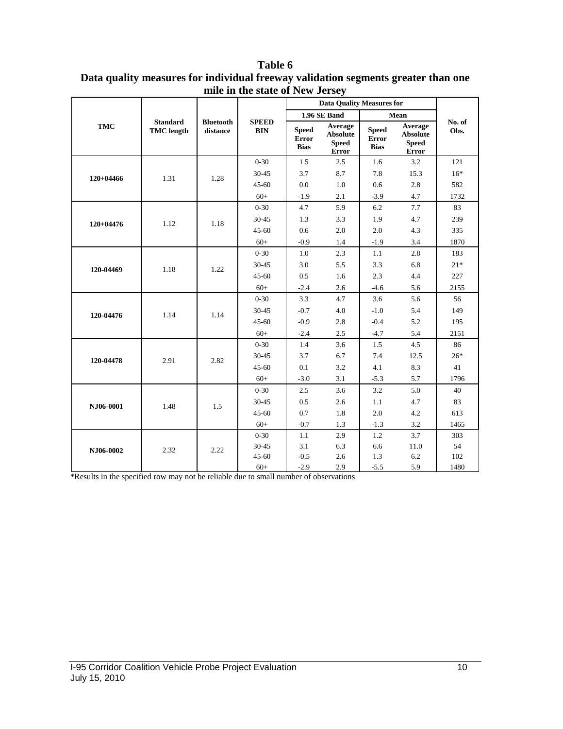# Table 6

## Data quality measures for individual freeway validation segments greater than one mile in the state of New Jersey

| TMC | Standard TMC length | Bluetooth distance | SPEED BIN | Data Quality Measures for 1.96 SE Band | | Data Quality Measures for Mean | | No. of Obs. |
|---|---|---|---|---|---|---|---|---|
| | | | | Speed Error Bias | Average Absolute Speed Error | Speed Error Bias | Average Absolute Speed Error | |
| 120+04466 | 1.31 | 1.28 | 0-30 | 1.5 | 2.5 | 1.6 | 3.2 | 121 |
| | | | 30-45 | 3.7 | 8.7 | 7.8 | 15.3 | 16* |
| | | | 45-60 | 0.0 | 1.0 | 0.6 | 2.8 | 582 |
| | | | 60+ | -1.9 | 2.1 | -3.9 | 4.7 | 1732 |
| 120+04476 | 1.12 | 1.18 | 0-30 | 4.7 | 5.9 | 6.2 | 7.7 | 83 |
| | | | 30-45 | 1.3 | 3.3 | 1.9 | 4.7 | 239 |
| | | | 45-60 | 0.6 | 2.0 | 2.0 | 4.3 | 335 |
| | | | 60+ | -0.9 | 1.4 | -1.9 | 3.4 | 1870 |
| 120-04469 | 1.18 | 1.22 | 0-30 | 1.0 | 2.3 | 1.1 | 2.8 | 183 |
| | | | 30-45 | 3.0 | 5.5 | 3.3 | 6.8 | 21* |
| | | | 45-60 | 0.5 | 1.6 | 2.3 | 4.4 | 227 |
| | | | 60+ | -2.4 | 2.6 | -4.6 | 5.6 | 2155 |
| 120-04476 | 1.14 | 1.14 | 0-30 | 3.3 | 4.7 | 3.6 | 5.6 | 56 |
| | | | 30-45 | -0.7 | 4.0 | -1.0 | 5.4 | 149 |
| | | | 45-60 | -0.9 | 2.8 | -0.4 | 5.2 | 195 |
| | | | 60+ | -2.4 | 2.5 | -4.7 | 5.4 | 2151 |
| 120-04478 | 2.91 | 2.82 | 0-30 | 1.4 | 3.6 | 1.5 | 4.5 | 86 |
| | | | 30-45 | 3.7 | 6.7 | 7.4 | 12.5 | 26* |
| | | | 45-60 | 0.1 | 3.2 | 4.1 | 8.3 | 41 |
| | | | 60+ | -3.0 | 3.1 | -5.3 | 5.7 | 1796 |
| NJ06-0001 | 1.48 | 1.5 | 0-30 | 2.5 | 3.6 | 3.2 | 5.0 | 40 |
| | | | 30-45 | 0.5 | 2.6 | 1.1 | 4.7 | 83 |
| | | | 45-60 | 0.7 | 1.8 | 2.0 | 4.2 | 613 |
| | | | 60+ | -0.7 | 1.3 | -1.3 | 3.2 | 1465 |
| NJ06-0002 | 2.32 | 2.22 | 0-30 | 1.1 | 2.9 | 1.2 | 3.7 | 303 |
| | | | 30-45 | 3.1 | 6.3 | 6.6 | 11.0 | 54 |
| | | | 45-60 | -0.5 | 2.6 | 1.3 | 6.2 | 102 |
| | | | 60+ | -2.9 | 2.9 | -5.5 | 5.9 | 1480 |

*Results in the specified row may not be reliable due to small number of observations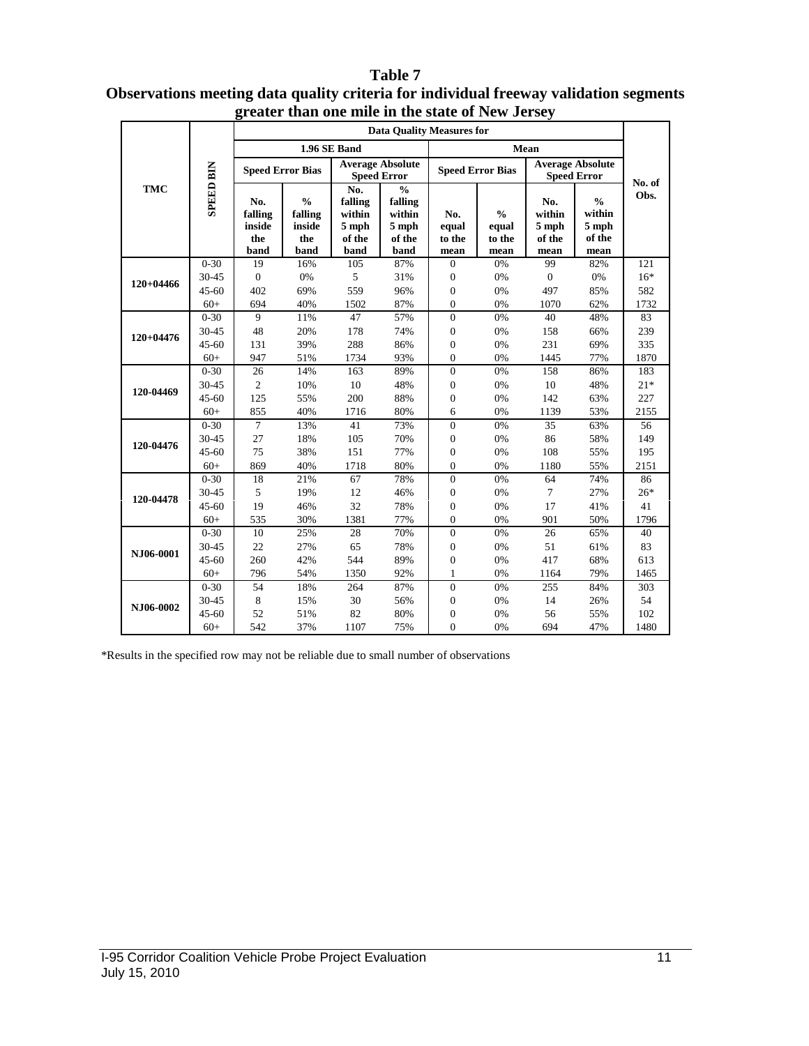# Table 7

## Observations meeting data quality criteria for individual freeway validation segments greater than one mile in the state of New Jersey

| TMC | SPEED BIN | Data Quality Measures for | | | | | | | | No. of Obs. |
|---|---|---|---|---|---|---|---|---|---|---|
| | | 1.96 SE Band | | | | Mean | | | | |
| | | Speed Error Bias | | Average Absolute Speed Error | | Speed Error Bias | | Average Absolute Speed Error | | |
| | | No. falling inside the band | % falling inside the band | No. falling within 5 mph of the band | % falling within 5 mph of the band | No. equal to the mean | % equal to the mean | No. within 5 mph of the mean | % within 5 mph of the mean | |
| 120+04466 | 0-30 | 19 | 16% | 105 | 87% | 0 | 0% | 99 | 82% | 121 |
| | 30-45 | 0 | 0% | 5 | 31% | 0 | 0% | 0 | 0% | 16* |
| | 45-60 | 402 | 69% | 559 | 96% | 0 | 0% | 497 | 85% | 582 |
| | 60+ | 694 | 40% | 1502 | 87% | 0 | 0% | 1070 | 62% | 1732 |
| 120+04476 | 0-30 | 9 | 11% | 47 | 57% | 0 | 0% | 40 | 48% | 83 |
| | 30-45 | 48 | 20% | 178 | 74% | 0 | 0% | 158 | 66% | 239 |
| | 45-60 | 131 | 39% | 288 | 86% | 0 | 0% | 231 | 69% | 335 |
| | 60+ | 947 | 51% | 1734 | 93% | 0 | 0% | 1445 | 77% | 1870 |
| 120-04469 | 0-30 | 26 | 14% | 163 | 89% | 0 | 0% | 158 | 86% | 183 |
| | 30-45 | 2 | 10% | 10 | 48% | 0 | 0% | 10 | 48% | 21* |
| | 45-60 | 125 | 55% | 200 | 88% | 0 | 0% | 142 | 63% | 227 |
| | 60+ | 855 | 40% | 1716 | 80% | 6 | 0% | 1139 | 53% | 2155 |
| 120-04476 | 0-30 | 7 | 13% | 41 | 73% | 0 | 0% | 35 | 63% | 56 |
| | 30-45 | 27 | 18% | 105 | 70% | 0 | 0% | 86 | 58% | 149 |
| | 45-60 | 75 | 38% | 151 | 77% | 0 | 0% | 108 | 55% | 195 |
| | 60+ | 869 | 40% | 1718 | 80% | 0 | 0% | 1180 | 55% | 2151 |
| 120-04478 | 0-30 | 18 | 21% | 67 | 78% | 0 | 0% | 64 | 74% | 86 |
| | 30-45 | 5 | 19% | 12 | 46% | 0 | 0% | 7 | 27% | 26* |
| | 45-60 | 19 | 46% | 32 | 78% | 0 | 0% | 17 | 41% | 41 |
| | 60+ | 535 | 30% | 1381 | 77% | 0 | 0% | 901 | 50% | 1796 |
| NJ06-0001 | 0-30 | 10 | 25% | 28 | 70% | 0 | 0% | 26 | 65% | 40 |
| | 30-45 | 22 | 27% | 65 | 78% | 0 | 0% | 51 | 61% | 83 |
| | 45-60 | 260 | 42% | 544 | 89% | 0 | 0% | 417 | 68% | 613 |
| | 60+ | 796 | 54% | 1350 | 92% | 1 | 0% | 1164 | 79% | 1465 |
| NJ06-0002 | 0-30 | 54 | 18% | 264 | 87% | 0 | 0% | 255 | 84% | 303 |
| | 30-45 | 8 | 15% | 30 | 56% | 0 | 0% | 14 | 26% | 54 |
| | 45-60 | 52 | 51% | 82 | 80% | 0 | 0% | 56 | 55% | 102 |
| | 60+ | 542 | 37% | 1107 | 75% | 0 | 0% | 694 | 47% | 1480 |

*Results in the specified row may not be reliable due to small number of observations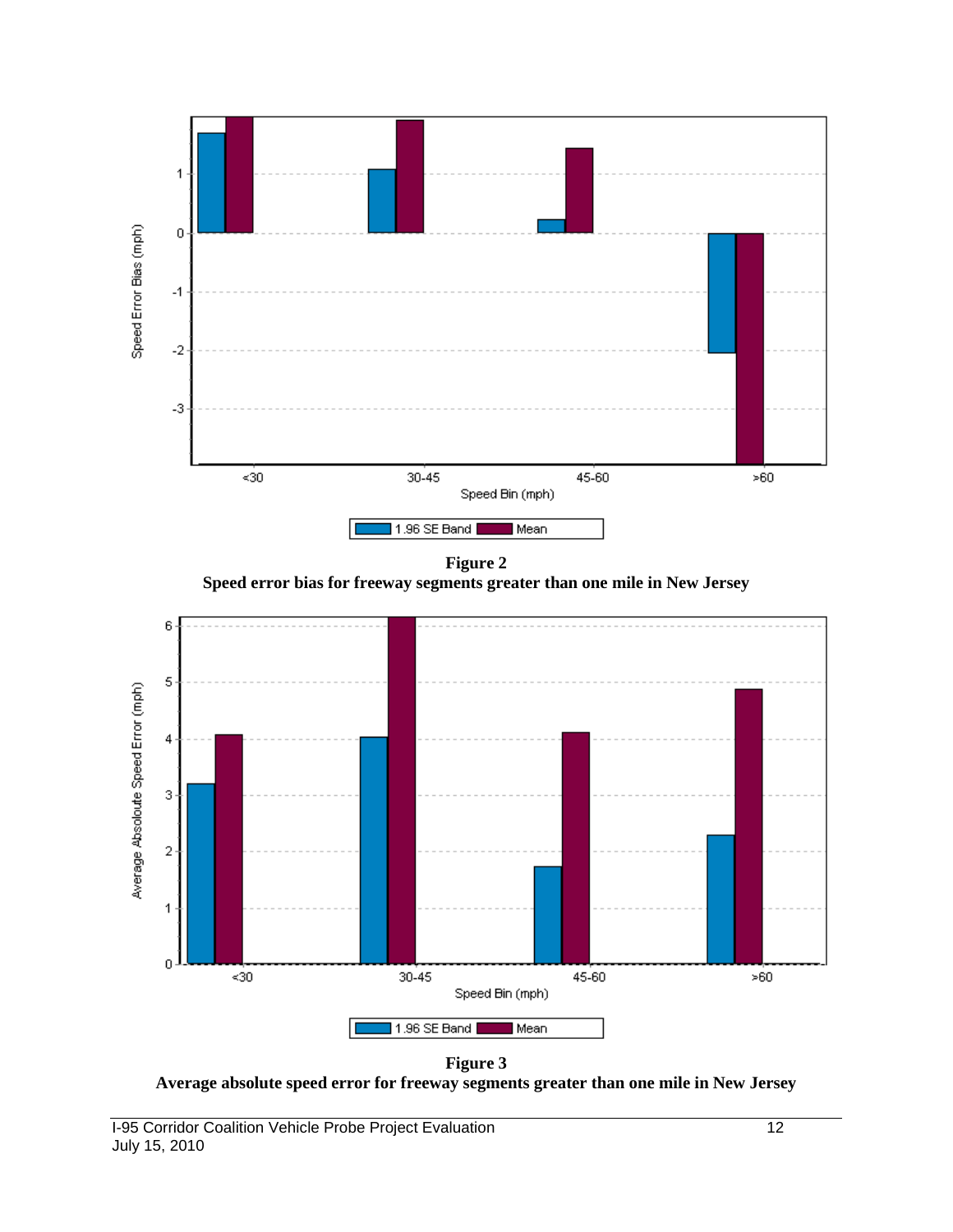**Figure 2**
**Speed error bias for freeway segments greater than one mile in New Jersey**

**Figure 3**
**Average absolute speed error for freeway segments greater than one mile in New Jersey**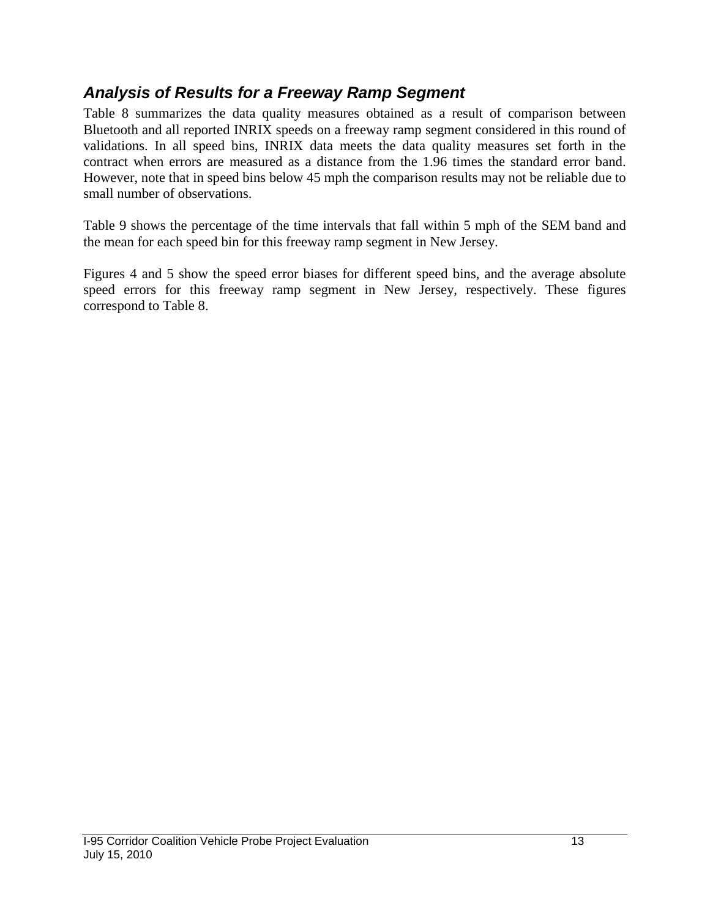### *Analysis of Results for a Freeway Ramp Segment*

Table 8 summarizes the data quality measures obtained as a result of comparison between Bluetooth and all reported INRIX speeds on a freeway ramp segment considered in this round of validations. In all speed bins, INRIX data meets the data quality measures set forth in the contract when errors are measured as a distance from the 1.96 times the standard error band. However, note that in speed bins below 45 mph the comparison results may not be reliable due to small number of observations.

Table 9 shows the percentage of the time intervals that fall within 5 mph of the SEM band and the mean for each speed bin for this freeway ramp segment in New Jersey.

Figures 4 and 5 show the speed error biases for different speed bins, and the average absolute speed errors for this freeway ramp segment in New Jersey, respectively. These figures correspond to Table 8.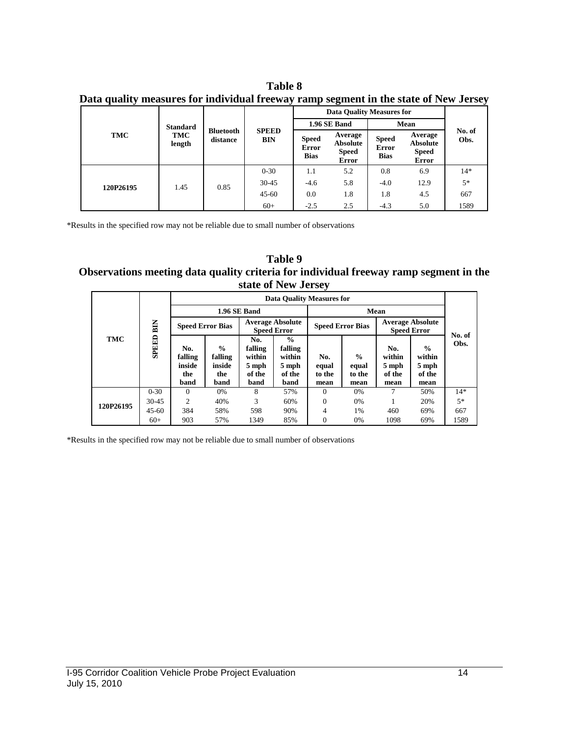**Table 8**
**Data quality measures for individual freeway ramp segment in the state of New Jersey**

| TMC | Standard TMC length | Bluetooth distance | SPEED BIN | Data Quality Measures for | | | | No. of Obs. |
|---|---|---|---|---|---|---|---|---|
| | | | | 1.96 SE Band | | Mean | | |
| | | | | Speed Error Bias | Average Absolute Speed Error | Speed Error Bias | Average Absolute Speed Error | |
| 120P26195 | 1.45 | 0.85 | 0-30 | 1.1 | 5.2 | 0.8 | 6.9 | 14* |
| | | | 30-45 | -4.6 | 5.8 | -4.0 | 12.9 | 5* |
| | | | 45-60 | 0.0 | 1.8 | 1.8 | 4.5 | 667 |
| | | | 60+ | -2.5 | 2.5 | -4.3 | 5.0 | 1589 |

*Results in the specified row may not be reliable due to small number of observations

**Table 9**
**Observations meeting data quality criteria for individual freeway ramp segment in the state of New Jersey**

| TMC | SPEED BIN | Data Quality Measures for | | | | | | | | No. of Obs. |
|---|---|---|---|---|---|---|---|---|---|---|
| | | 1.96 SE Band | | | | Mean | | | | |
| | | Speed Error Bias | | Average Absolute Speed Error | | Speed Error Bias | | Average Absolute Speed Error | | |
| | | No. falling inside the band | % falling inside the band | No. falling within 5 mph of the band | % falling within 5 mph of the band | No. equal to the mean | % equal to the mean | No. within 5 mph of the mean | % within 5 mph of the mean | |
| 120P26195 | 0-30 | 0 | 0% | 8 | 57% | 0 | 0% | 7 | 50% | 14* |
| | 30-45 | 2 | 40% | 3 | 60% | 0 | 0% | 1 | 20% | 5* |
| | 45-60 | 384 | 58% | 598 | 90% | 4 | 1% | 460 | 69% | 667 |
| | 60+ | 903 | 57% | 1349 | 85% | 0 | 0% | 1098 | 69% | 1589 |

*Results in the specified row may not be reliable due to small number of observations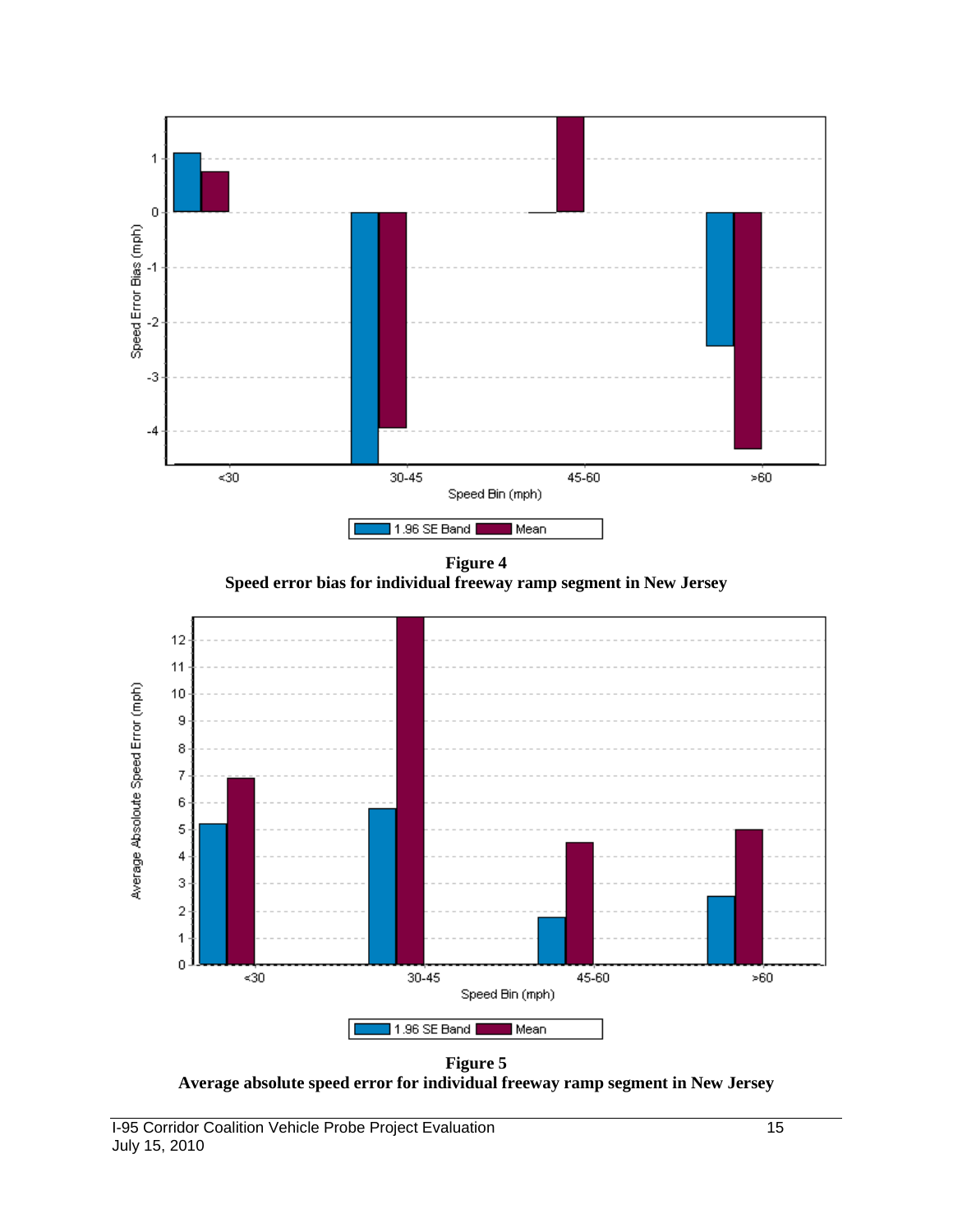Speed Error Bias (mph)

1
0
-1
-2
-3
-4

<30
30-45
45-60
>60

Speed Bin (mph)

1.96 SE Band
Mean

**Figure 4**
**Speed error bias for individual freeway ramp segment in New Jersey**

Average Absoloute Speed Error (mph)

12
11
10
9
8
7
6
5
4
3
2
1
0

<30
30-45
45-60
>60

Speed Bin (mph)

1.96 SE Band
Mean

**Figure 5**
**Average absolute speed error for individual freeway ramp segment in New Jersey**